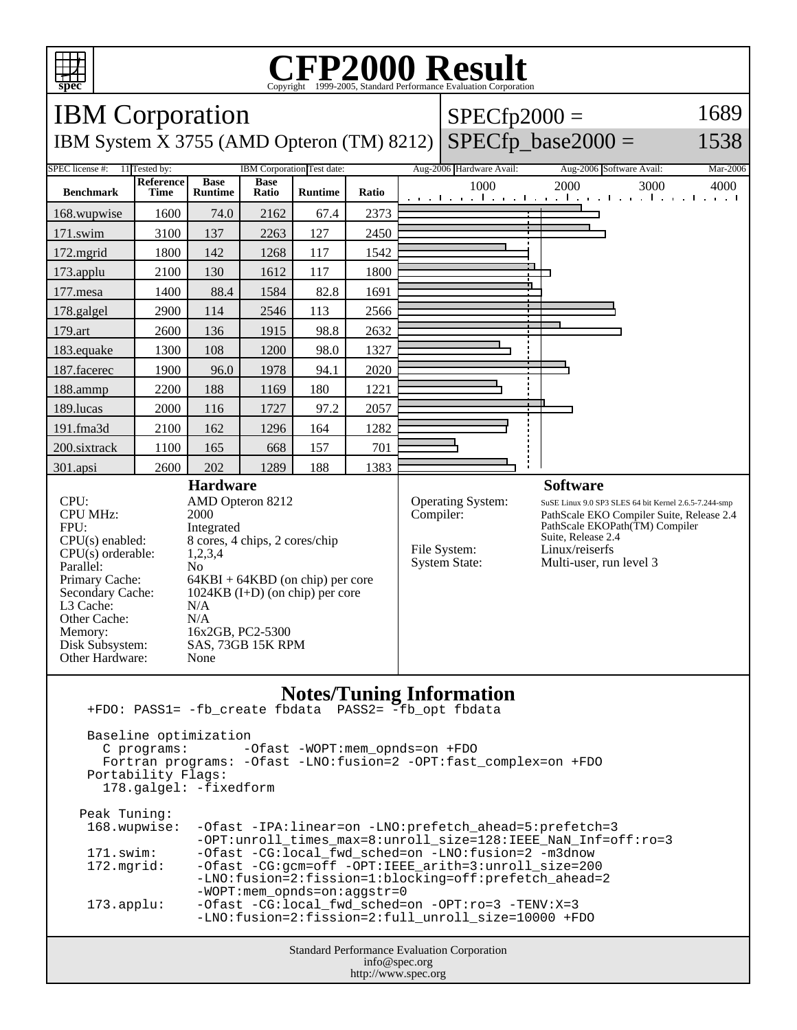# CFP2000 Result

Copyright 1999-2005, Standard Performance Evaluation Corporation

## IBM Corporation

IBM System X 3755 (AMD Opteron (TM) 8212)

SPECfp2000 = 1689

SPECfp_base2000 = 1538

| SPEC license #: | 11 | Tested by: | IBM Corporation | Test date: | Aug-2006 | Hardware Avail: | Aug-2006 | Software Avail: | Mar-2006 |
|---|---|---|---|---|---|---|---|---|---|

| Benchmark | Reference Time | Base Runtime | Base Ratio | Runtime | Ratio |
|---|---|---|---|---|---|
| 168.wupwise | 1600 | 74.0 | 2162 | 67.4 | 2373 |
| 171.swim | 3100 | 137 | 2263 | 127 | 2450 |
| 172.mgrid | 1800 | 142 | 1268 | 117 | 1542 |
| 173.applu | 2100 | 130 | 1612 | 117 | 1800 |
| 177.mesa | 1400 | 88.4 | 1584 | 82.8 | 1691 |
| 178.galgel | 2900 | 114 | 2546 | 113 | 2566 |
| 179.art | 2600 | 136 | 1915 | 98.8 | 2632 |
| 183.equake | 1300 | 108 | 1200 | 98.0 | 1327 |
| 187.facerec | 1900 | 96.0 | 1978 | 94.1 | 2020 |
| 188.ammp | 2200 | 188 | 1169 | 180 | 1221 |
| 189.lucas | 2000 | 116 | 1727 | 97.2 | 2057 |
| 191.fma3d | 2100 | 162 | 1296 | 164 | 1282 |
| 200.sixtrack | 1100 | 165 | 668 | 157 | 701 |
| 301.apsi | 2600 | 202 | 1289 | 188 | 1383 |

### Hardware

| | |
|---|---|
| CPU: | AMD Opteron 8212 |
| CPU MHz: | 2000 |
| FPU: | Integrated |
| CPU(s) enabled: | 8 cores, 4 chips, 2 cores/chip |
| CPU(s) orderable: | 1,2,3,4 |
| Parallel: | No |
| Primary Cache: | 64KBI + 64KBD (on chip) per core |
| Secondary Cache: | 1024KB (I+D) (on chip) per core |
| L3 Cache: | N/A |
| Other Cache: | N/A |
| Memory: | 16x2GB, PC2-5300 |
| Disk Subsystem: | SAS, 73GB 15K RPM |
| Other Hardware: | None |

### Software

| | |
|---|---|
| Operating System: | SuSE Linux 9.0 SP3 SLES 64 bit Kernel 2.6.5-7.244-smp |
| Compiler: | PathScale EKO Compiler Suite, Release 2.4 PathScale EKOPath(TM) Compiler Suite, Release 2.4 |
| File System: | Linux/reiserfs |
| System State: | Multi-user, run level 3 |

### Notes/Tuning Information

```
+FDO: PASS1= -fb_create fbdata  PASS2= -fb_opt fbdata

Baseline optimization
  C programs:       -Ofast -WOPT:mem_opnds=on +FDO
  Fortran programs: -Ofast -LNO:fusion=2 -OPT:fast_complex=on +FDO
Portability Flags:
  178.galgel: -fixedform

Peak Tuning:
 168.wupwise:  -Ofast -IPA:linear=on -LNO:prefetch_ahead=5:prefetch=3
               -OPT:unroll_times_max=8:unroll_size=128:IEEE_NaN_Inf=off:ro=3
 171.swim:     -Ofast -CG:local_fwd_sched=on -LNO:fusion=2 -m3dnow
 172.mgrid:    -Ofast -CG:gcm=off -OPT:IEEE_arith=3:unroll_size=200
               -LNO:fusion=2:fission=1:blocking=off:prefetch_ahead=2
               -WOPT:mem_opnds=on:aggstr=0
 173.applu:    -Ofast -CG:local_fwd_sched=on -OPT:ro=3 -TENV:X=3
               -LNO:fusion=2:fission=2:full_unroll_size=10000 +FDO
```

Standard Performance Evaluation Corporation
info@spec.org
http://www.spec.org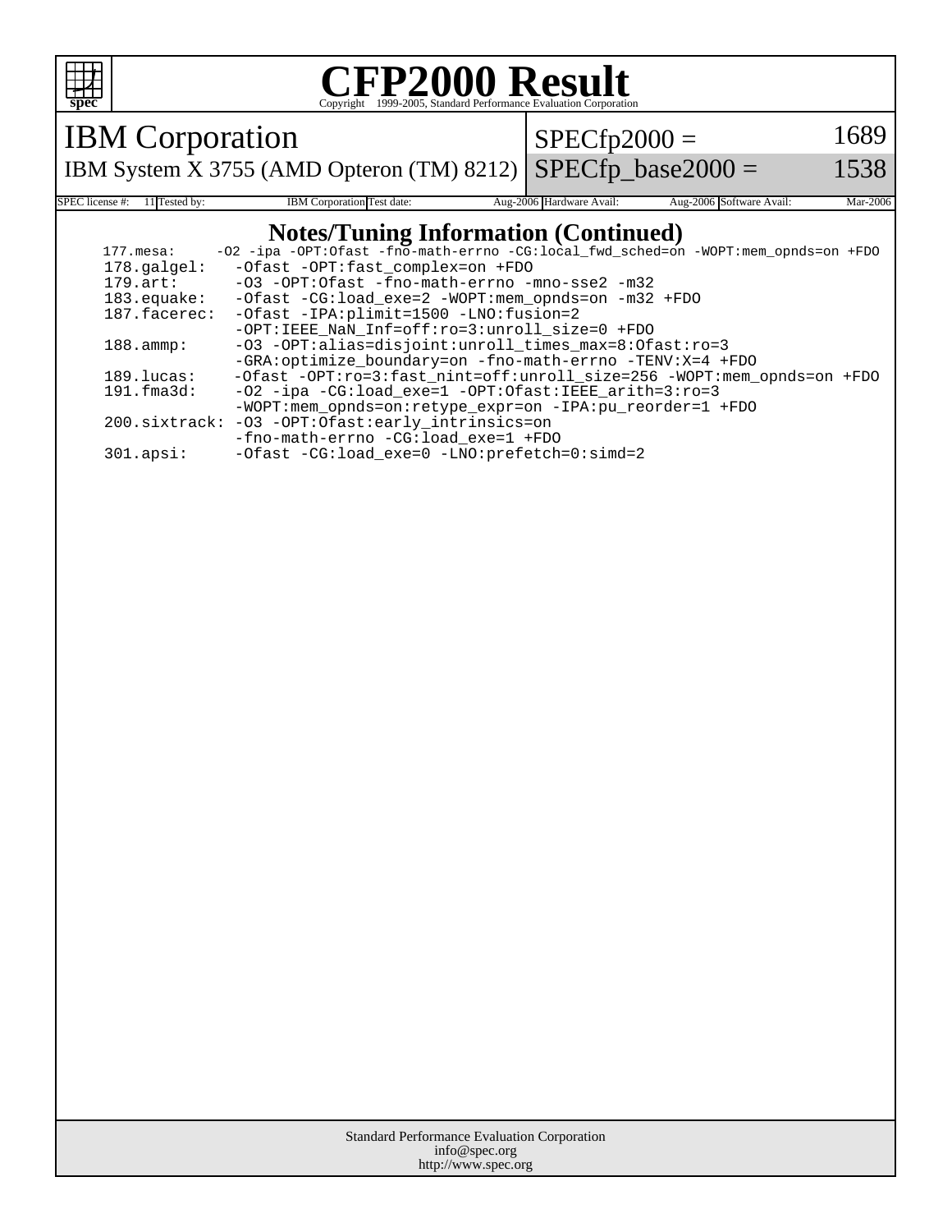# CFP2000 Result

Copyright 1999-2005, Standard Performance Evaluation Corporation

| IBM Corporation | SPECfp2000 = | 1689 |
| --- | --- | --- |
| IBM System X 3755 (AMD Opteron (TM) 8212) | SPECfp_base2000 = | 1538 |

| SPEC license #: | 11 | Tested by: | IBM Corporation | Test date: | Aug-2006 | Hardware Avail: | Aug-2006 | Software Avail: | Mar-2006 |
| --- | --- | --- | --- | --- | --- | --- | --- | --- | --- |

## Notes/Tuning Information (Continued)

```
177.mesa:     -O2 -ipa -OPT:Ofast -fno-math-errno -CG:local_fwd_sched=on -WOPT:mem_opnds=on +FDO
178.galgel:   -Ofast -OPT:fast_complex=on +FDO
179.art:      -O3 -OPT:Ofast -fno-math-errno -mno-sse2 -m32
183.equake:   -Ofast -CG:load_exe=2 -WOPT:mem_opnds=on -m32 +FDO
187.facerec:  -Ofast -IPA:plimit=1500 -LNO:fusion=2
              -OPT:IEEE_NaN_Inf=off:ro=3:unroll_size=0 +FDO
188.ammp:     -O3 -OPT:alias=disjoint:unroll_times_max=8:Ofast:ro=3
              -GRA:optimize_boundary=on -fno-math-errno -TENV:X=4 +FDO
189.lucas:    -Ofast -OPT:ro=3:fast_nint=off:unroll_size=256 -WOPT:mem_opnds=on +FDO
191.fma3d:    -O2 -ipa -CG:load_exe=1 -OPT:Ofast:IEEE_arith=3:ro=3
              -WOPT:mem_opnds=on:retype_expr=on -IPA:pu_reorder=1 +FDO
200.sixtrack: -O3 -OPT:Ofast:early_intrinsics=on
              -fno-math-errno -CG:load_exe=1 +FDO
301.apsi:     -Ofast -CG:load_exe=0 -LNO:prefetch=0:simd=2
```

Standard Performance Evaluation Corporation
info@spec.org
http://www.spec.org